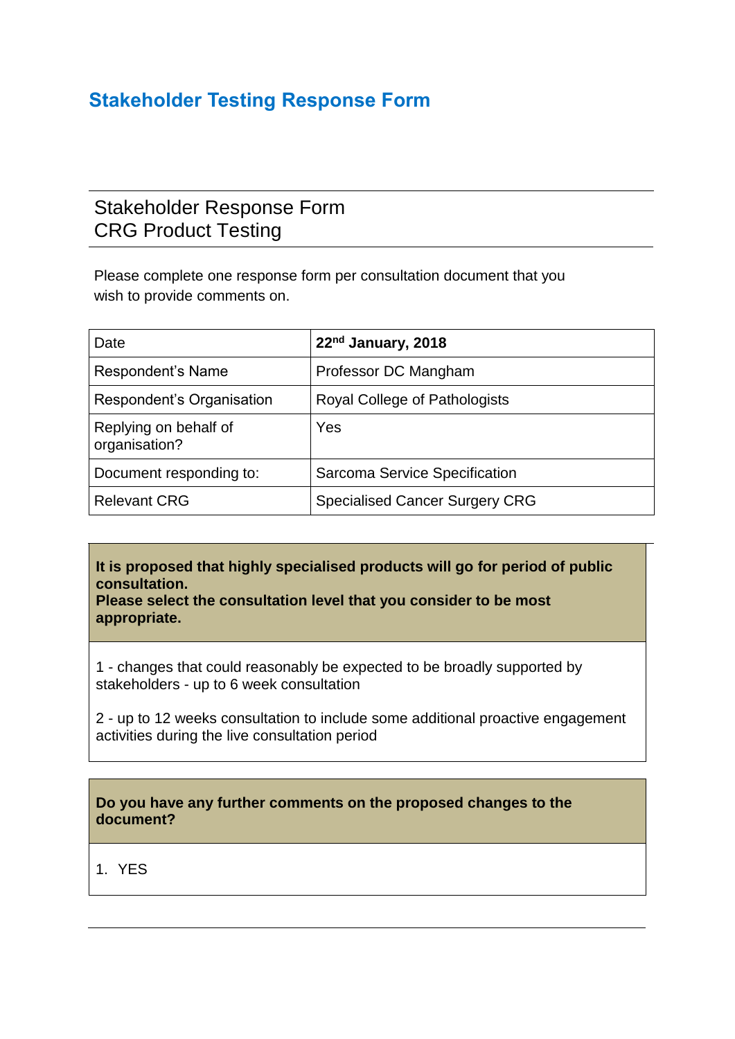# Stakeholder Testing Response Form

## Stakeholder Response Form
## CRG Product Testing

Please complete one response form per consultation document that you wish to provide comments on.

| Date | **22nd January, 2018** |
|---|---|
| Respondent's Name | Professor DC Mangham |
| Respondent's Organisation | Royal College of Pathologists |
| Replying on behalf of organisation? | Yes |
| Document responding to: | Sarcoma Service Specification |
| Relevant CRG | Specialised Cancer Surgery CRG |

**It is proposed that highly specialised products will go for period of public consultation.**
**Please select the consultation level that you consider to be most appropriate.**

1 - changes that could reasonably be expected to be broadly supported by stakeholders - up to 6 week consultation

2 - up to 12 weeks consultation to include some additional proactive engagement activities during the live consultation period

**Do you have any further comments on the proposed changes to the document?**

1. YES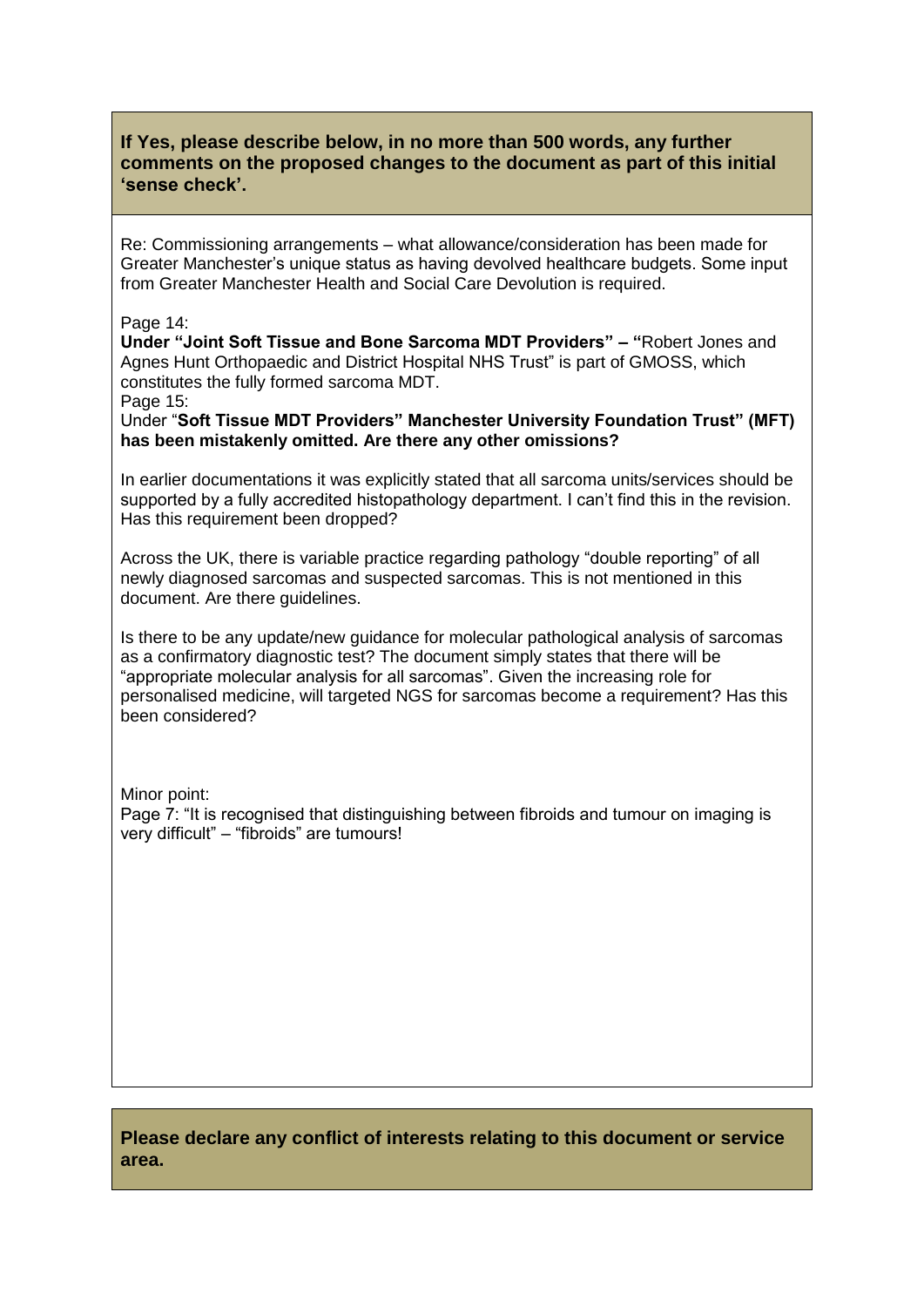**If Yes, please describe below, in no more than 500 words, any further comments on the proposed changes to the document as part of this initial 'sense check'.**

Re: Commissioning arrangements – what allowance/consideration has been made for Greater Manchester's unique status as having devolved healthcare budgets. Some input from Greater Manchester Health and Social Care Devolution is required.

Page 14:
**Under "Joint Soft Tissue and Bone Sarcoma MDT Providers" – "**Robert Jones and Agnes Hunt Orthopaedic and District Hospital NHS Trust" is part of GMOSS, which constitutes the fully formed sarcoma MDT.
Page 15:
Under "**Soft Tissue MDT Providers" Manchester University Foundation Trust" (MFT) has been mistakenly omitted. Are there any other omissions?**

In earlier documentations it was explicitly stated that all sarcoma units/services should be supported by a fully accredited histopathology department. I can't find this in the revision. Has this requirement been dropped?

Across the UK, there is variable practice regarding pathology "double reporting" of all newly diagnosed sarcomas and suspected sarcomas. This is not mentioned in this document. Are there guidelines.

Is there to be any update/new guidance for molecular pathological analysis of sarcomas as a confirmatory diagnostic test? The document simply states that there will be "appropriate molecular analysis for all sarcomas". Given the increasing role for personalised medicine, will targeted NGS for sarcomas become a requirement? Has this been considered?

Minor point:
Page 7: "It is recognised that distinguishing between fibroids and tumour on imaging is very difficult" – "fibroids" are tumours!

**Please declare any conflict of interests relating to this document or service area.**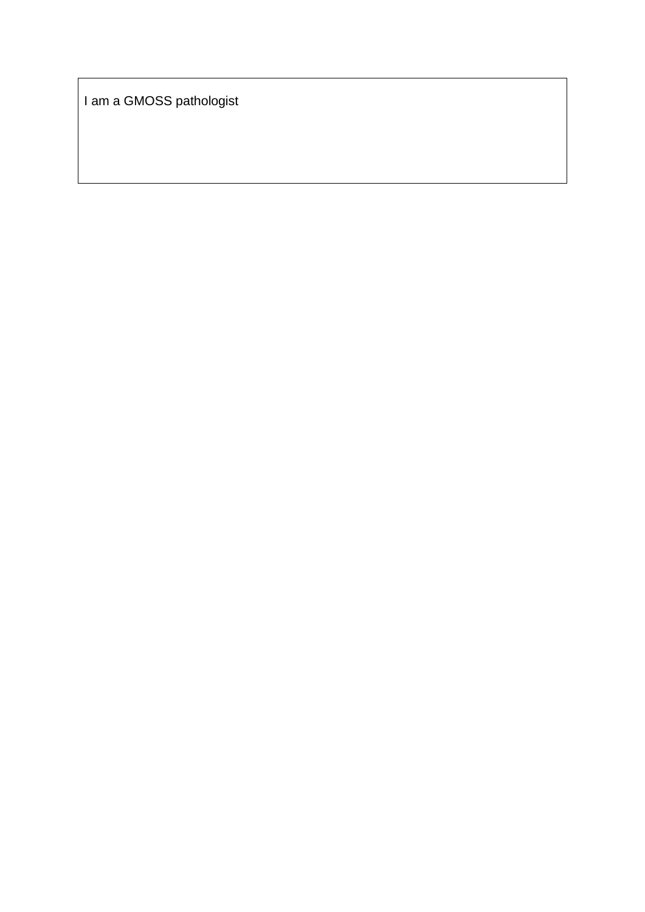I am a GMOSS pathologist